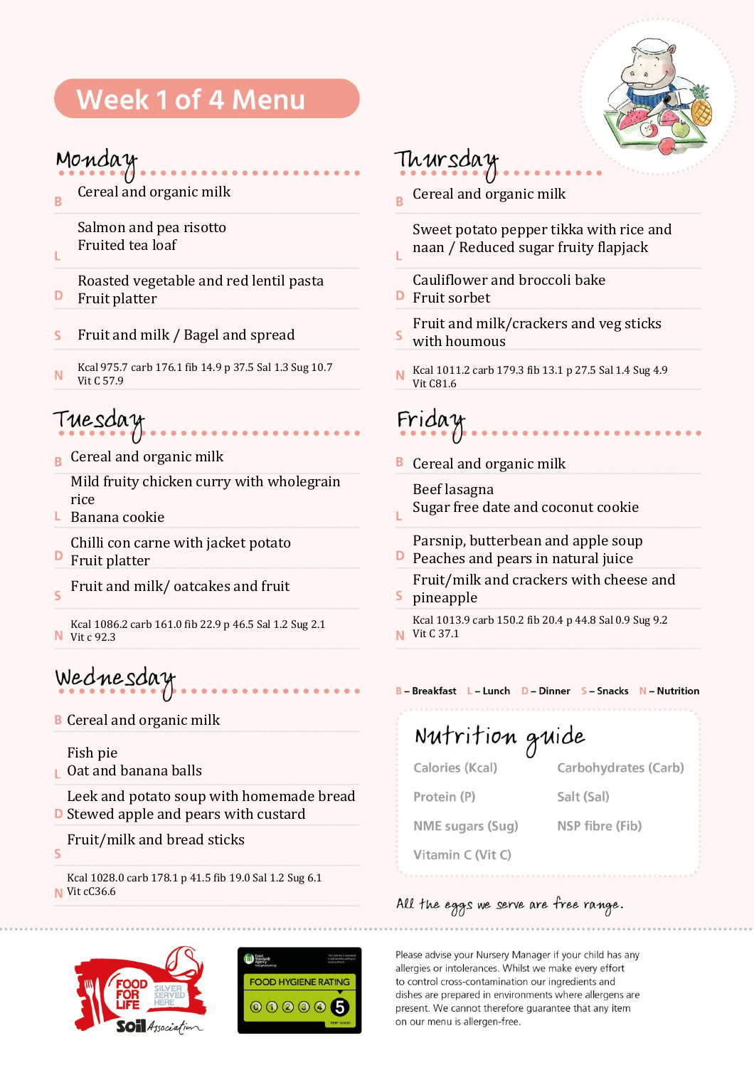# Week 1 of 4 Menu

## Monday

**B** Cereal and organic milk

**L** Salmon and pea risotto
Fruited tea loaf

**D** Roasted vegetable and red lentil pasta
Fruit platter

**S** Fruit and milk / Bagel and spread

**N** Kcal 975.7 carb 176.1 fib 14.9 p 37.5 Sal 1.3 Sug 10.7
Vit C 57.9

## Tuesday

**B** Cereal and organic milk

**L** Mild fruity chicken curry with wholegrain rice
Banana cookie

**D** Chilli con carne with jacket potato
Fruit platter

**S** Fruit and milk/ oatcakes and fruit

**N** Kcal 1086.2 carb 161.0 fib 22.9 p 46.5 Sal 1.2 Sug 2.1
Vit c 92.3

## Wednesday

**B** Cereal and organic milk

**L** Fish pie
Oat and banana balls

**D** Leek and potato soup with homemade bread
Stewed apple and pears with custard

**S** Fruit/milk and bread sticks

**N** Kcal 1028.0 carb 178.1 p 41.5 fib 19.0 Sal 1.2 Sug 6.1
Vit cC36.6

## Thursday

**B** Cereal and organic milk

**L** Sweet potato pepper tikka with rice and naan / Reduced sugar fruity flapjack

**D** Cauliflower and broccoli bake
Fruit sorbet

**S** Fruit and milk/crackers and veg sticks with houmous

**N** Kcal 1011.2 carb 179.3 fib 13.1 p 27.5 Sal 1.4 Sug 4.9
Vit C81.6

## Friday

**B** Cereal and organic milk

**L** Beef lasagna
Sugar free date and coconut cookie

**D** Parsnip, butterbean and apple soup
Peaches and pears in natural juice

**S** Fruit/milk and crackers with cheese and pineapple

**N** Kcal 1013.9 carb 150.2 fib 20.4 p 44.8 Sal 0.9 Sug 9.2
Vit C 37.1

B – Breakfast L – Lunch D – Dinner S – Snacks N – Nutrition

## Nutrition guide

| | |
|---|---|
| Calories (Kcal) | Carbohydrates (Carb) |
| Protein (P) | Salt (Sal) |
| NME sugars (Sug) | NSP fibre (Fib) |
| Vitamin C (Vit C) | |

*All the eggs we serve are free range.*

Food for Life Silver Served Here – Soil Association

Food Hygiene Rating 5

Please advise your Nursery Manager if your child has any allergies or intolerances. Whilst we make every effort to control cross-contamination our ingredients and dishes are prepared in environments where allergens are present. We cannot therefore guarantee that any item on our menu is allergen-free.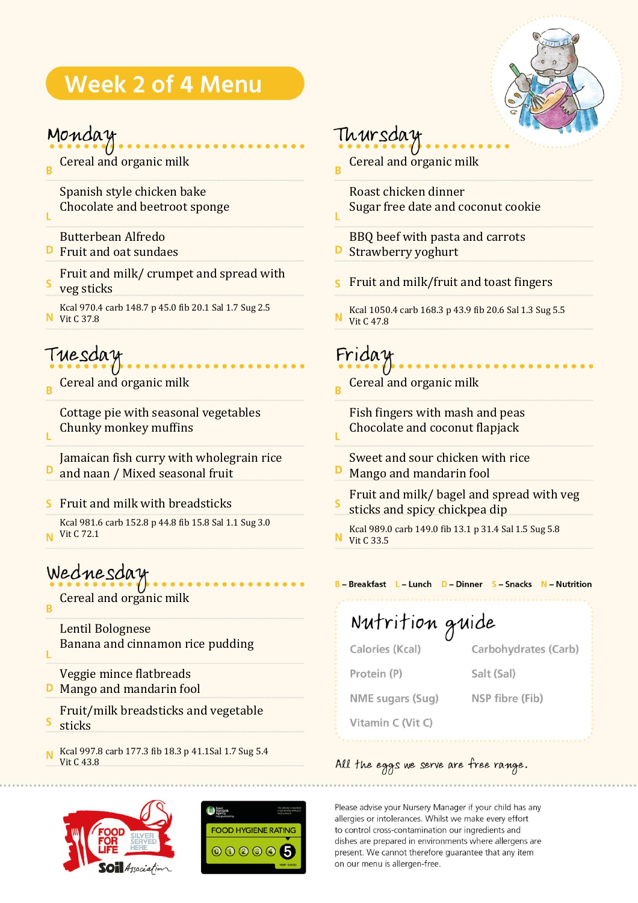# Week 2 of 4 Menu

## Monday

**B** Cereal and organic milk

**L** Spanish style chicken bake
Chocolate and beetroot sponge

**D** Butterbean Alfredo
Fruit and oat sundaes

**S** Fruit and milk/ crumpet and spread with veg sticks

**N** Kcal 970.4 carb 148.7 p 45.0 fib 20.1 Sal 1.7 Sug 2.5
Vit C 37.8

## Tuesday

**B** Cereal and organic milk

**L** Cottage pie with seasonal vegetables
Chunky monkey muffins

**D** Jamaican fish curry with wholegrain rice and naan / Mixed seasonal fruit

**S** Fruit and milk with breadsticks

**N** Kcal 981.6 carb 152.8 p 44.8 fib 15.8 Sal 1.1 Sug 3.0
Vit C 72.1

## Wednesday

**B** Cereal and organic milk

**L** Lentil Bolognese
Banana and cinnamon rice pudding

**D** Veggie mince flatbreads
Mango and mandarin fool

**S** Fruit/milk breadsticks and vegetable sticks

**N** Kcal 997.8 carb 177.3 fib 18.3 p 41.1Sal 1.7 Sug 5.4
Vit C 43.8

## Thursday

**B** Cereal and organic milk

**L** Roast chicken dinner
Sugar free date and coconut cookie

**D** BBQ beef with pasta and carrots
Strawberry yoghurt

**S** Fruit and milk/fruit and toast fingers

**N** Kcal 1050.4 carb 168.3 p 43.9 fib 20.6 Sal 1.3 Sug 5.5
Vit C 47.8

## Friday

**B** Cereal and organic milk

**L** Fish fingers with mash and peas
Chocolate and coconut flapjack

**D** Sweet and sour chicken with rice
Mango and mandarin fool

**S** Fruit and milk/ bagel and spread with veg sticks and spicy chickpea dip

**N** Kcal 989.0 carb 149.0 fib 13.1 p 31.4 Sal 1.5 Sug 5.8
Vit C 33.5

**B** – Breakfast **L** – Lunch **D** – Dinner **S** – Snacks **N** – Nutrition

## Nutrition guide

- Calories (Kcal)
- Carbohydrates (Carb)
- Protein (P)
- Salt (Sal)
- NME sugars (Sug)
- NSP fibre (Fib)
- Vitamin C (Vit C)

*All the eggs we serve are free range.*

FOOD FOR LIFE SILVER SERVED HERE – Soil Association

FOOD HYGIENE RATING 0 1 2 3 4 5 – VERY GOOD

Please advise your Nursery Manager if your child has any allergies or intolerances. Whilst we make every effort to control cross-contamination our ingredients and dishes are prepared in environments where allergens are present. We cannot therefore guarantee that any item on our menu is allergen-free.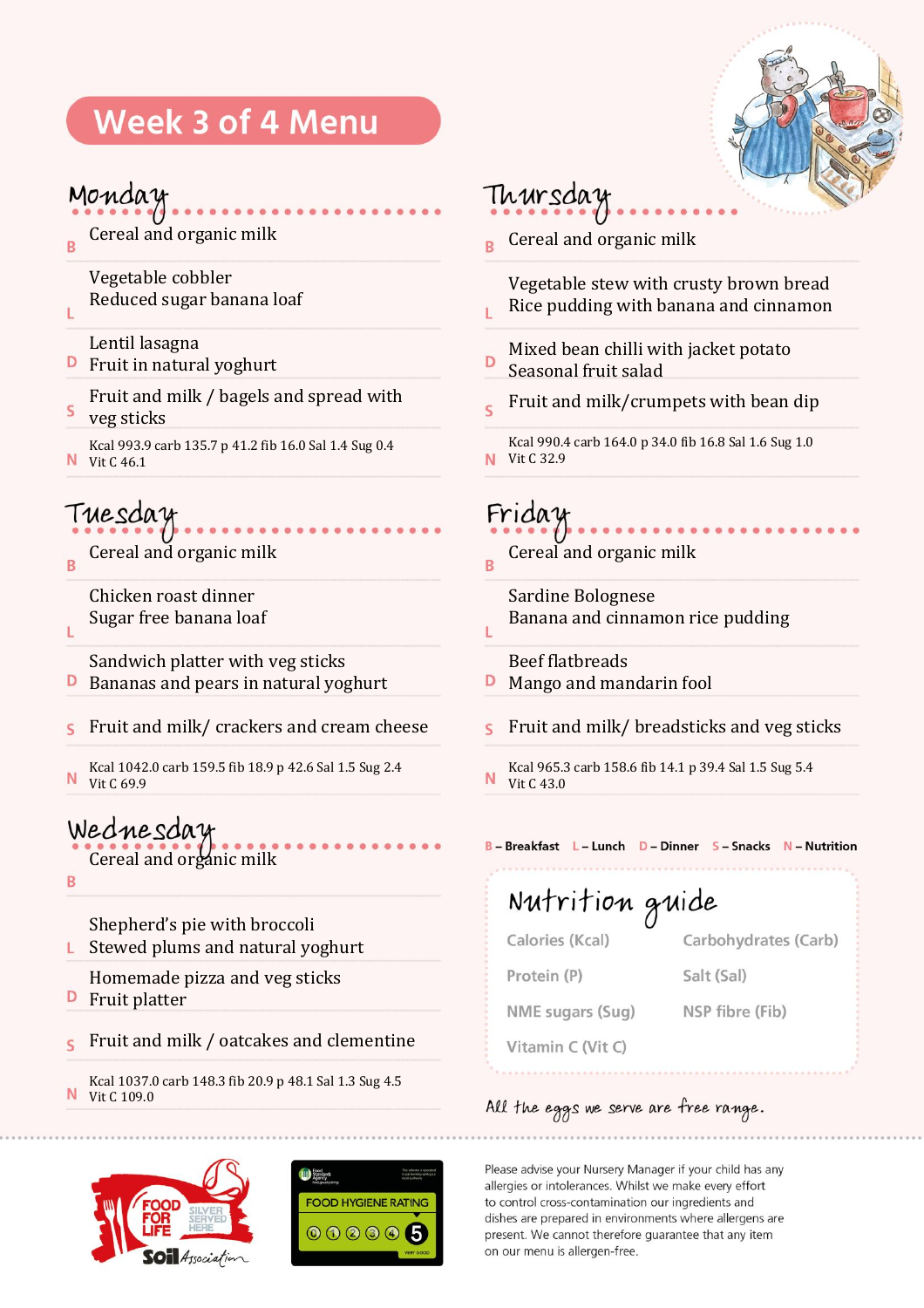# Week 3 of 4 Menu

## Monday

**B** Cereal and organic milk

**L** Vegetable cobbler
Reduced sugar banana loaf

**D** Lentil lasagna
Fruit in natural yoghurt

**S** Fruit and milk / bagels and spread with veg sticks

**N** Kcal 993.9 carb 135.7 p 41.2 fib 16.0 Sal 1.4 Sug 0.4
Vit C 46.1

## Tuesday

**B** Cereal and organic milk

**L** Chicken roast dinner
Sugar free banana loaf

**D** Sandwich platter with veg sticks
Bananas and pears in natural yoghurt

**S** Fruit and milk/ crackers and cream cheese

**N** Kcal 1042.0 carb 159.5 fib 18.9 p 42.6 Sal 1.5 Sug 2.4
Vit C 69.9

## Wednesday

**B** Cereal and organic milk

**L** Shepherd's pie with broccoli
Stewed plums and natural yoghurt

**D** Homemade pizza and veg sticks
Fruit platter

**S** Fruit and milk / oatcakes and clementine

**N** Kcal 1037.0 carb 148.3 fib 20.9 p 48.1 Sal 1.3 Sug 4.5
Vit C 109.0

## Thursday

**B** Cereal and organic milk

**L** Vegetable stew with crusty brown bread
Rice pudding with banana and cinnamon

**D** Mixed bean chilli with jacket potato
Seasonal fruit salad

**S** Fruit and milk/crumpets with bean dip

**N** Kcal 990.4 carb 164.0 p 34.0 fib 16.8 Sal 1.6 Sug 1.0
Vit C 32.9

## Friday

**B** Cereal and organic milk

**L** Sardine Bolognese
Banana and cinnamon rice pudding

**D** Beef flatbreads
Mango and mandarin fool

**S** Fruit and milk/ breadsticks and veg sticks

**N** Kcal 965.3 carb 158.6 fib 14.1 p 39.4 Sal 1.5 Sug 5.4
Vit C 43.0

B – Breakfast L – Lunch D – Dinner S – Snacks N – Nutrition

## Nutrition guide

| | |
|---|---|
| Calories (Kcal) | Carbohydrates (Carb) |
| Protein (P) | Salt (Sal) |
| NME sugars (Sug) | NSP fibre (Fib) |
| Vitamin C (Vit C) | |

*All the eggs we serve are free range.*

FOOD FOR LIFE SILVER SERVED HERE – Soil Association

FOOD HYGIENE RATING 0 1 2 3 4 5 – VERY GOOD

Please advise your Nursery Manager if your child has any allergies or intolerances. Whilst we make every effort to control cross-contamination our ingredients and dishes are prepared in environments where allergens are present. We cannot therefore guarantee that any item on our menu is allergen-free.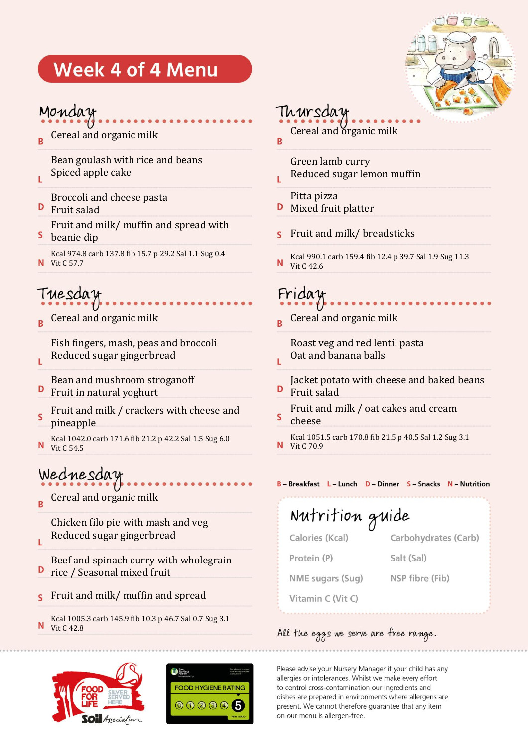# Week 4 of 4 Menu

## Monday

**B** Cereal and organic milk

**L** Bean goulash with rice and beans
Spiced apple cake

**D** Broccoli and cheese pasta
Fruit salad

**S** Fruit and milk/ muffin and spread with beanie dip

**N** Kcal 974.8 carb 137.8 fib 15.7 p 29.2 Sal 1.1 Sug 0.4 Vit C 57.7

## Tuesday

**B** Cereal and organic milk

**L** Fish fingers, mash, peas and broccoli
Reduced sugar gingerbread

**D** Bean and mushroom stroganoff
Fruit in natural yoghurt

**S** Fruit and milk / crackers with cheese and pineapple

**N** Kcal 1042.0 carb 171.6 fib 21.2 p 42.2 Sal 1.5 Sug 6.0 Vit C 54.5

## Wednesday

**B** Cereal and organic milk

**L** Chicken filo pie with mash and veg
Reduced sugar gingerbread

**D** Beef and spinach curry with wholegrain rice / Seasonal mixed fruit

**S** Fruit and milk/ muffin and spread

**N** Kcal 1005.3 carb 145.9 fib 10.3 p 46.7 Sal 0.7 Sug 3.1 Vit C 42.8

## Thursday

**B** Cereal and organic milk

**L** Green lamb curry
Reduced sugar lemon muffin

**D** Pitta pizza
Mixed fruit platter

**S** Fruit and milk/ breadsticks

**N** Kcal 990.1 carb 159.4 fib 12.4 p 39.7 Sal 1.9 Sug 11.3 Vit C 42.6

## Friday

**B** Cereal and organic milk

**L** Roast veg and red lentil pasta
Oat and banana balls

**D** Jacket potato with cheese and baked beans
Fruit salad

**S** Fruit and milk / oat cakes and cream cheese

**N** Kcal 1051.5 carb 170.8 fib 21.5 p 40.5 Sal 1.2 Sug 3.1 Vit C 70.9

**B** – Breakfast **L** – Lunch **D** – Dinner **S** – Snacks **N** – Nutrition

## Nutrition guide

Calories (Kcal)
Carbohydrates (Carb)
Protein (P)
Salt (Sal)
NME sugars (Sug)
NSP fibre (Fib)
Vitamin C (Vit C)

*All the eggs we serve are free range.*

FOOD FOR LIFE SILVER SERVED HERE Soil Association

FOOD HYGIENE RATING 0 1 2 3 4 5 VERY GOOD

Please advise your Nursery Manager if your child has any allergies or intolerances. Whilst we make every effort to control cross-contamination our ingredients and dishes are prepared in environments where allergens are present. We cannot therefore guarantee that any item on our menu is allergen-free.